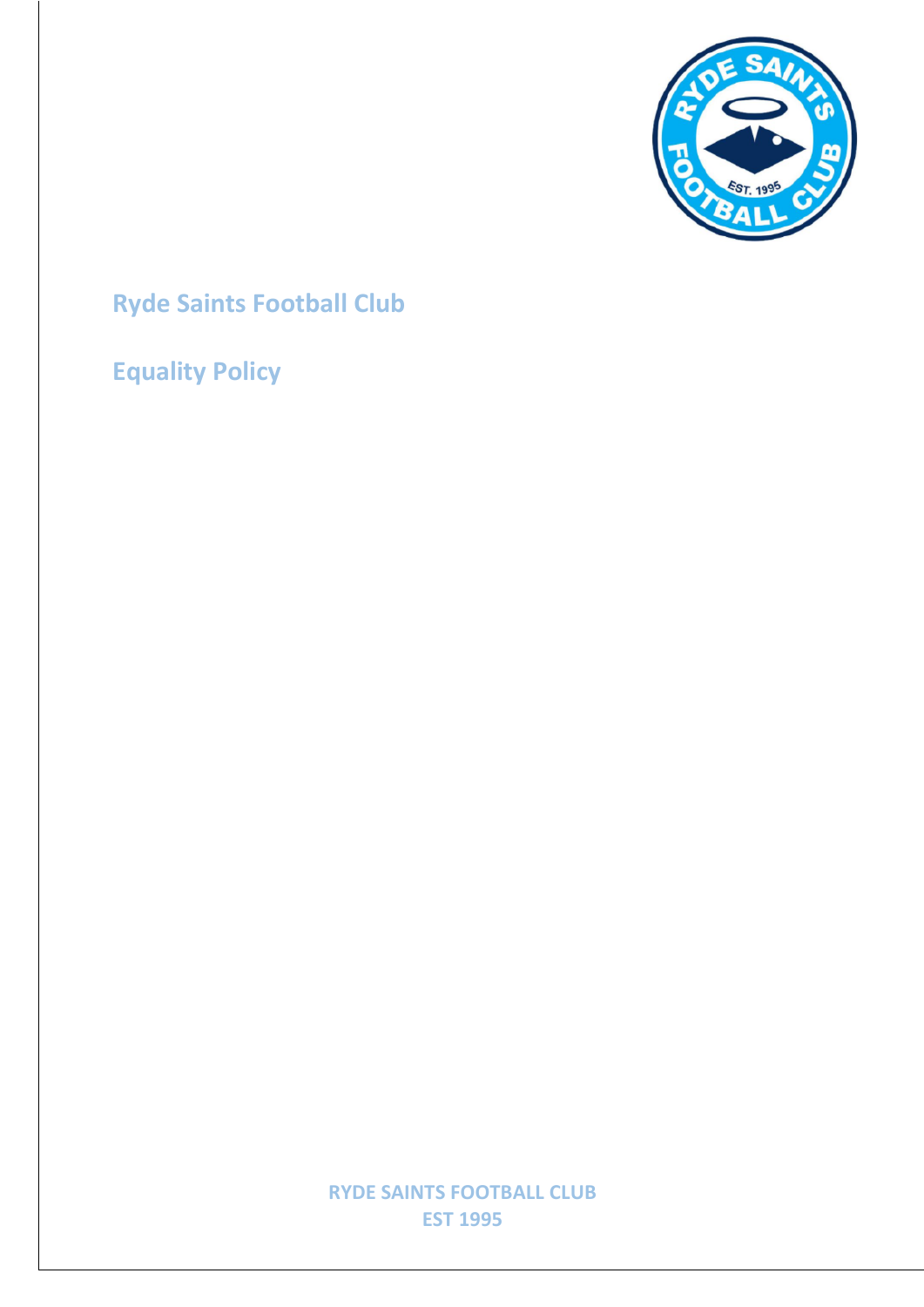# Ryde Saints Football Club

# Equality Policy

RYDE SAINTS FOOTBALL CLUB
EST 1995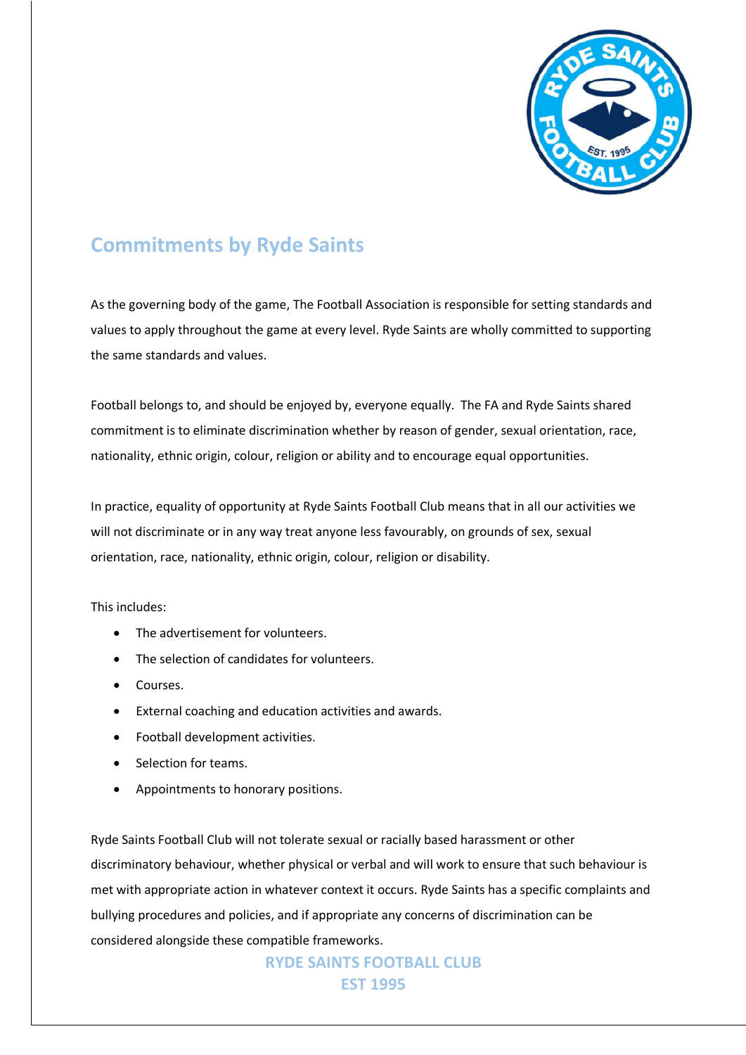## Commitments by Ryde Saints

As the governing body of the game, The Football Association is responsible for setting standards and values to apply throughout the game at every level. Ryde Saints are wholly committed to supporting the same standards and values.

Football belongs to, and should be enjoyed by, everyone equally. The FA and Ryde Saints shared commitment is to eliminate discrimination whether by reason of gender, sexual orientation, race, nationality, ethnic origin, colour, religion or ability and to encourage equal opportunities.

In practice, equality of opportunity at Ryde Saints Football Club means that in all our activities we will not discriminate or in any way treat anyone less favourably, on grounds of sex, sexual orientation, race, nationality, ethnic origin, colour, religion or disability.

This includes:

- The advertisement for volunteers.
- The selection of candidates for volunteers.
- Courses.
- External coaching and education activities and awards.
- Football development activities.
- Selection for teams.
- Appointments to honorary positions.

Ryde Saints Football Club will not tolerate sexual or racially based harassment or other discriminatory behaviour, whether physical or verbal and will work to ensure that such behaviour is met with appropriate action in whatever context it occurs. Ryde Saints has a specific complaints and bullying procedures and policies, and if appropriate any concerns of discrimination can be considered alongside these compatible frameworks.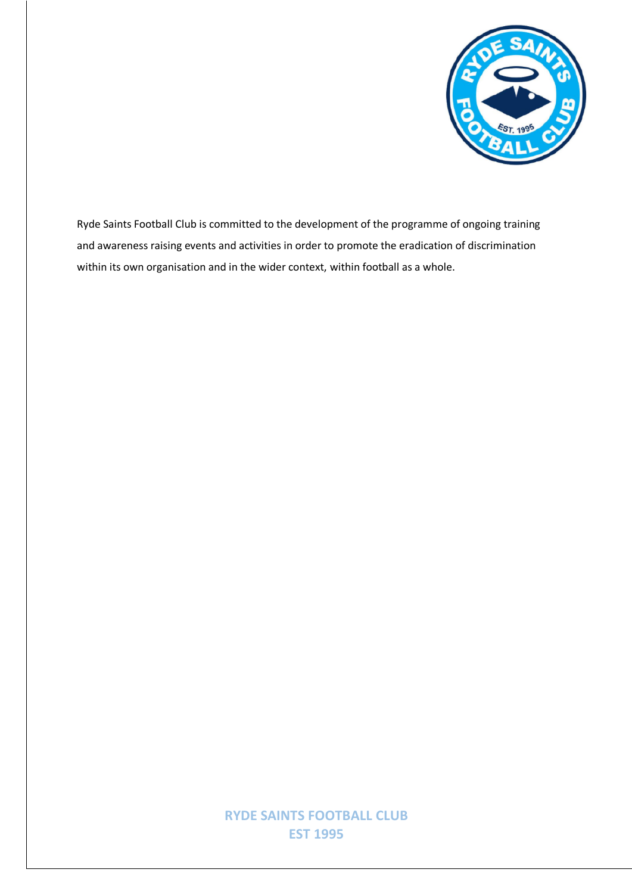Ryde Saints Football Club is committed to the development of the programme of ongoing training and awareness raising events and activities in order to promote the eradication of discrimination within its own organisation and in the wider context, within football as a whole.